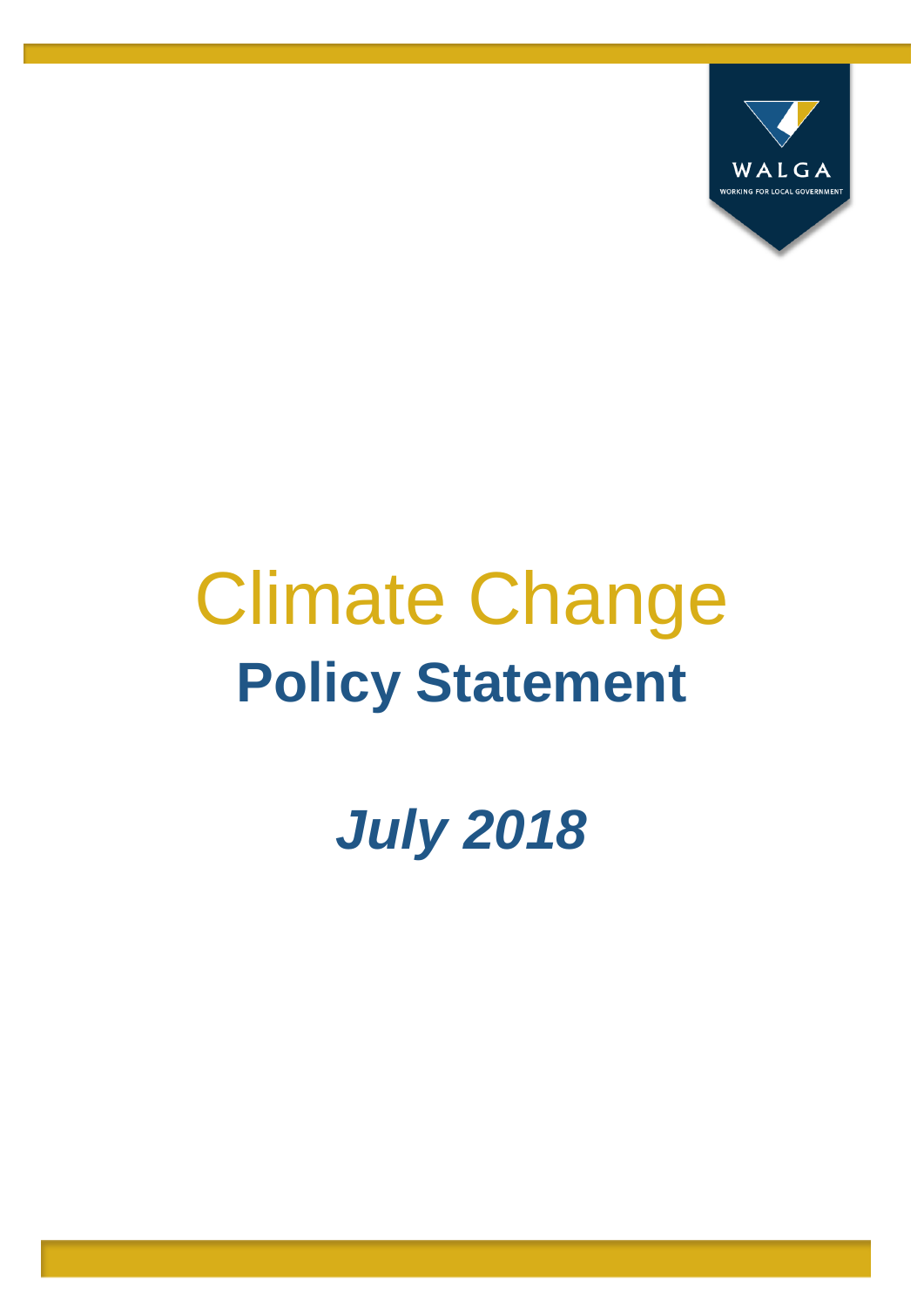# Climate Change

## Policy Statement

***July 2018***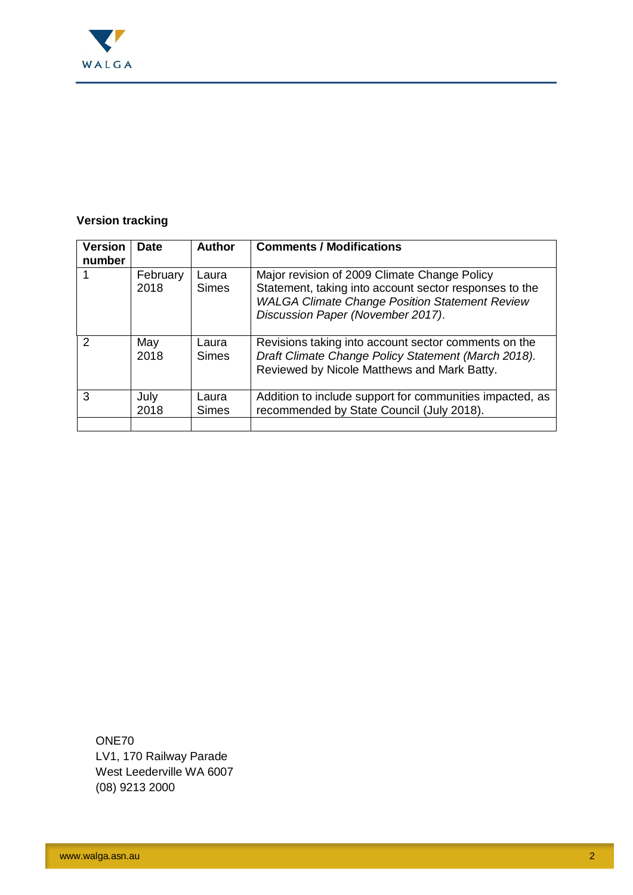**Version tracking**

| Version number | Date | Author | Comments / Modifications |
| --- | --- | --- | --- |
| 1 | February 2018 | Laura Simes | Major revision of 2009 Climate Change Policy Statement, taking into account sector responses to the *WALGA Climate Change Position Statement Review Discussion Paper (November 2017)*. |
| 2 | May 2018 | Laura Simes | Revisions taking into account sector comments on the *Draft Climate Change Policy Statement (March 2018).* Reviewed by Nicole Matthews and Mark Batty. |
| 3 | July 2018 | Laura Simes | Addition to include support for communities impacted, as recommended by State Council (July 2018). |
| | | | |

ONE70
LV1, 170 Railway Parade
West Leederville WA 6007
(08) 9213 2000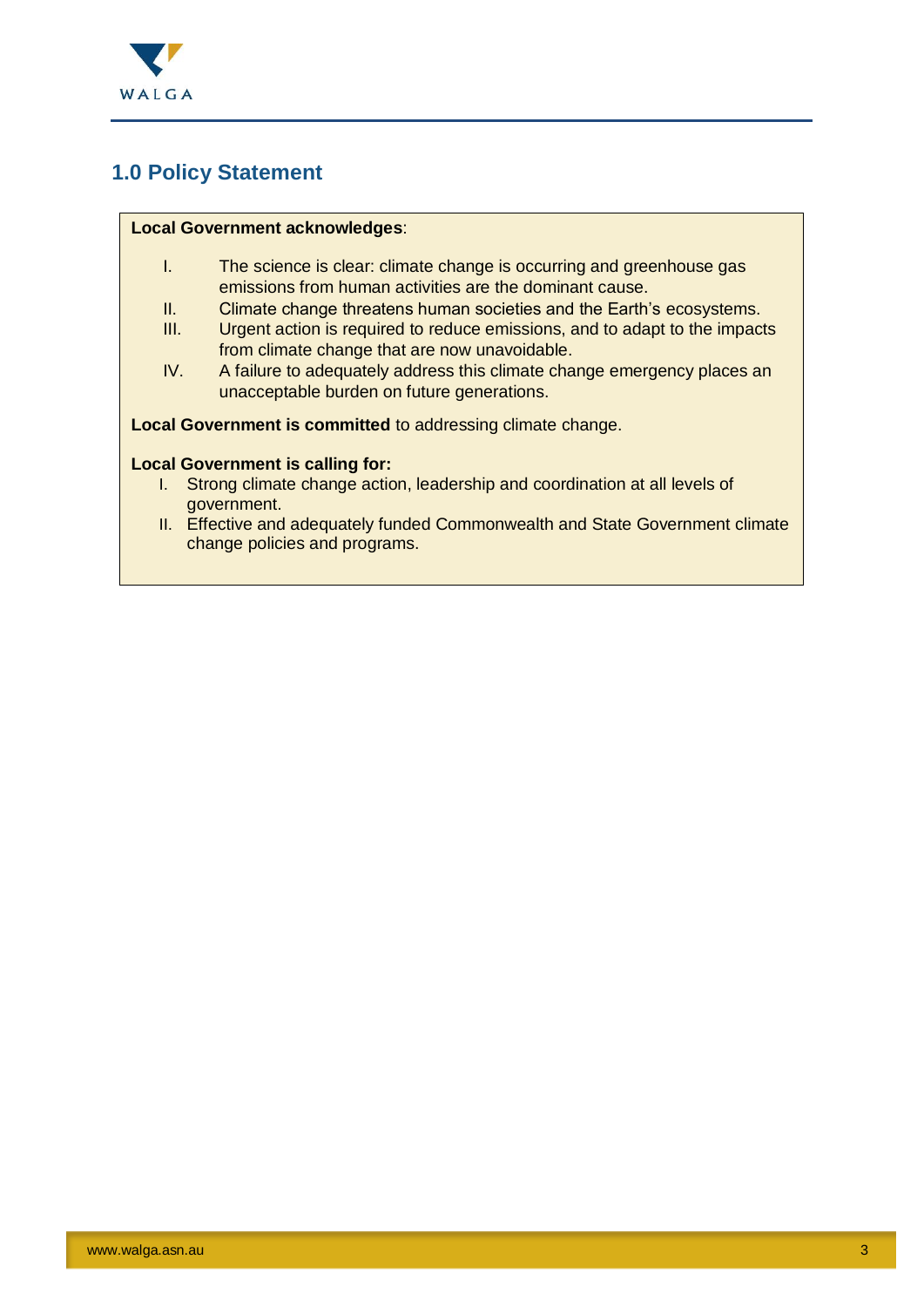## 1.0 Policy Statement

**Local Government acknowledges**:

I. The science is clear: climate change is occurring and greenhouse gas emissions from human activities are the dominant cause.

II. Climate change threatens human societies and the Earth's ecosystems.

III. Urgent action is required to reduce emissions, and to adapt to the impacts from climate change that are now unavoidable.

IV. A failure to adequately address this climate change emergency places an unacceptable burden on future generations.

**Local Government is committed** to addressing climate change.

**Local Government is calling for:**

I. Strong climate change action, leadership and coordination at all levels of government.

II. Effective and adequately funded Commonwealth and State Government climate change policies and programs.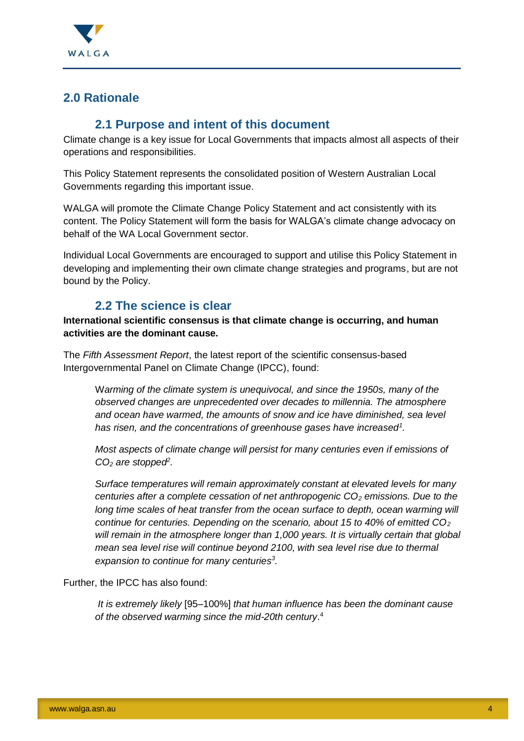## 2.0 Rationale

### 2.1 Purpose and intent of this document

Climate change is a key issue for Local Governments that impacts almost all aspects of their operations and responsibilities.

This Policy Statement represents the consolidated position of Western Australian Local Governments regarding this important issue.

WALGA will promote the Climate Change Policy Statement and act consistently with its content. The Policy Statement will form the basis for WALGA's climate change advocacy on behalf of the WA Local Government sector.

Individual Local Governments are encouraged to support and utilise this Policy Statement in developing and implementing their own climate change strategies and programs, but are not bound by the Policy.

### 2.2 The science is clear

**International scientific consensus is that climate change is occurring, and human activities are the dominant cause.**

The *Fifth Assessment Report*, the latest report of the scientific consensus-based Intergovernmental Panel on Climate Change (IPCC), found:

> *Warming of the climate system is unequivocal, and since the 1950s, many of the observed changes are unprecedented over decades to millennia. The atmosphere and ocean have warmed, the amounts of snow and ice have diminished, sea level has risen, and the concentrations of greenhouse gases have increased*[1].
>
> *Most aspects of climate change will persist for many centuries even if emissions of $CO_2$ are stopped*[2].
>
> *Surface temperatures will remain approximately constant at elevated levels for many centuries after a complete cessation of net anthropogenic $CO_2$ emissions. Due to the long time scales of heat transfer from the ocean surface to depth, ocean warming will continue for centuries. Depending on the scenario, about 15 to 40% of emitted $CO_2$ will remain in the atmosphere longer than 1,000 years. It is virtually certain that global mean sea level rise will continue beyond 2100, with sea level rise due to thermal expansion to continue for many centuries*[3].

Further, the IPCC has also found:

> *It is extremely likely* [95–100%] *that human influence has been the dominant cause of the observed warming since the mid-20th century*.[4]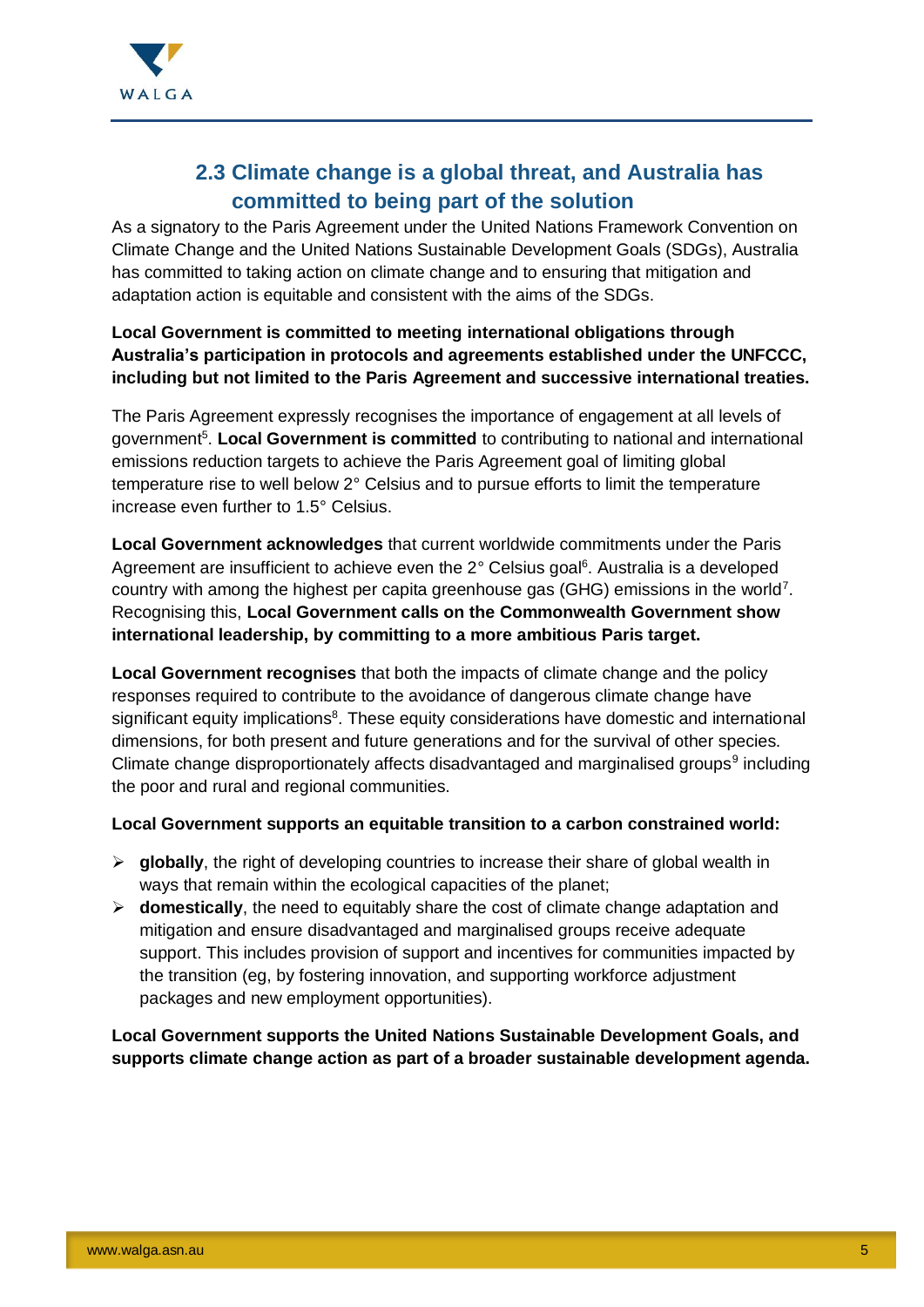## 2.3 Climate change is a global threat, and Australia has committed to being part of the solution

As a signatory to the Paris Agreement under the United Nations Framework Convention on Climate Change and the United Nations Sustainable Development Goals (SDGs), Australia has committed to taking action on climate change and to ensuring that mitigation and adaptation action is equitable and consistent with the aims of the SDGs.

**Local Government is committed to meeting international obligations through Australia's participation in protocols and agreements established under the UNFCCC, including but not limited to the Paris Agreement and successive international treaties.**

The Paris Agreement expressly recognises the importance of engagement at all levels of government[5]. **Local Government is committed** to contributing to national and international emissions reduction targets to achieve the Paris Agreement goal of limiting global temperature rise to well below 2° Celsius and to pursue efforts to limit the temperature increase even further to 1.5° Celsius.

**Local Government acknowledges** that current worldwide commitments under the Paris Agreement are insufficient to achieve even the 2° Celsius goal[6]. Australia is a developed country with among the highest per capita greenhouse gas (GHG) emissions in the world[7]. Recognising this, **Local Government calls on the Commonwealth Government show international leadership, by committing to a more ambitious Paris target.**

**Local Government recognises** that both the impacts of climate change and the policy responses required to contribute to the avoidance of dangerous climate change have significant equity implications[8]. These equity considerations have domestic and international dimensions, for both present and future generations and for the survival of other species. Climate change disproportionately affects disadvantaged and marginalised groups[9] including the poor and rural and regional communities.

**Local Government supports an equitable transition to a carbon constrained world:**

- **globally**, the right of developing countries to increase their share of global wealth in ways that remain within the ecological capacities of the planet;
- **domestically**, the need to equitably share the cost of climate change adaptation and mitigation and ensure disadvantaged and marginalised groups receive adequate support. This includes provision of support and incentives for communities impacted by the transition (eg, by fostering innovation, and supporting workforce adjustment packages and new employment opportunities).

**Local Government supports the United Nations Sustainable Development Goals, and supports climate change action as part of a broader sustainable development agenda.**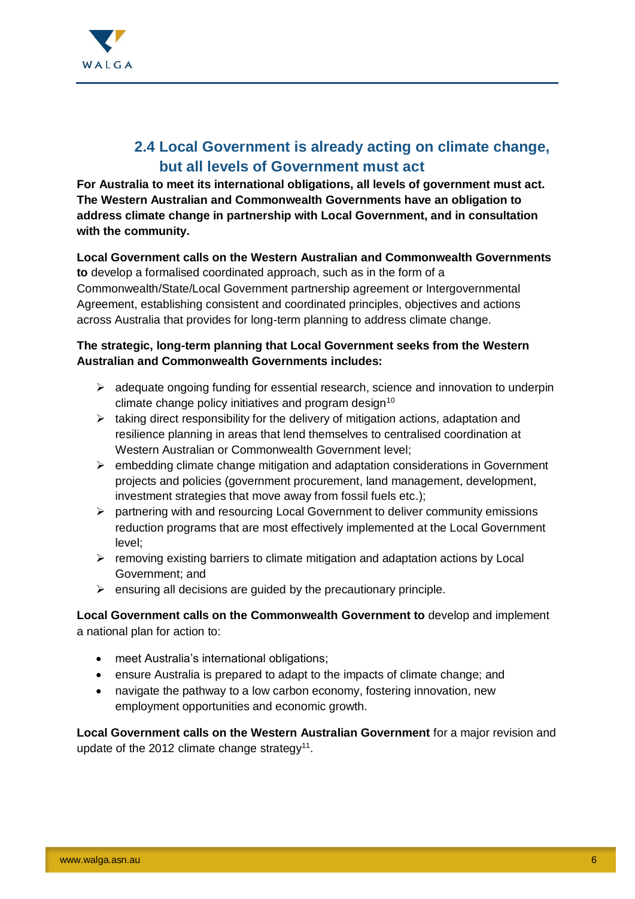## 2.4 Local Government is already acting on climate change, but all levels of Government must act

**For Australia to meet its international obligations, all levels of government must act. The Western Australian and Commonwealth Governments have an obligation to address climate change in partnership with Local Government, and in consultation with the community.**

**Local Government calls on the Western Australian and Commonwealth Governments to** develop a formalised coordinated approach, such as in the form of a Commonwealth/State/Local Government partnership agreement or Intergovernmental Agreement, establishing consistent and coordinated principles, objectives and actions across Australia that provides for long-term planning to address climate change.

**The strategic, long-term planning that Local Government seeks from the Western Australian and Commonwealth Governments includes:**

- adequate ongoing funding for essential research, science and innovation to underpin climate change policy initiatives and program design[10]
- taking direct responsibility for the delivery of mitigation actions, adaptation and resilience planning in areas that lend themselves to centralised coordination at Western Australian or Commonwealth Government level;
- embedding climate change mitigation and adaptation considerations in Government projects and policies (government procurement, land management, development, investment strategies that move away from fossil fuels etc.);
- partnering with and resourcing Local Government to deliver community emissions reduction programs that are most effectively implemented at the Local Government level;
- removing existing barriers to climate mitigation and adaptation actions by Local Government; and
- ensuring all decisions are guided by the precautionary principle.

**Local Government calls on the Commonwealth Government to** develop and implement a national plan for action to:

- meet Australia's international obligations;
- ensure Australia is prepared to adapt to the impacts of climate change; and
- navigate the pathway to a low carbon economy, fostering innovation, new employment opportunities and economic growth.

**Local Government calls on the Western Australian Government** for a major revision and update of the 2012 climate change strategy[11].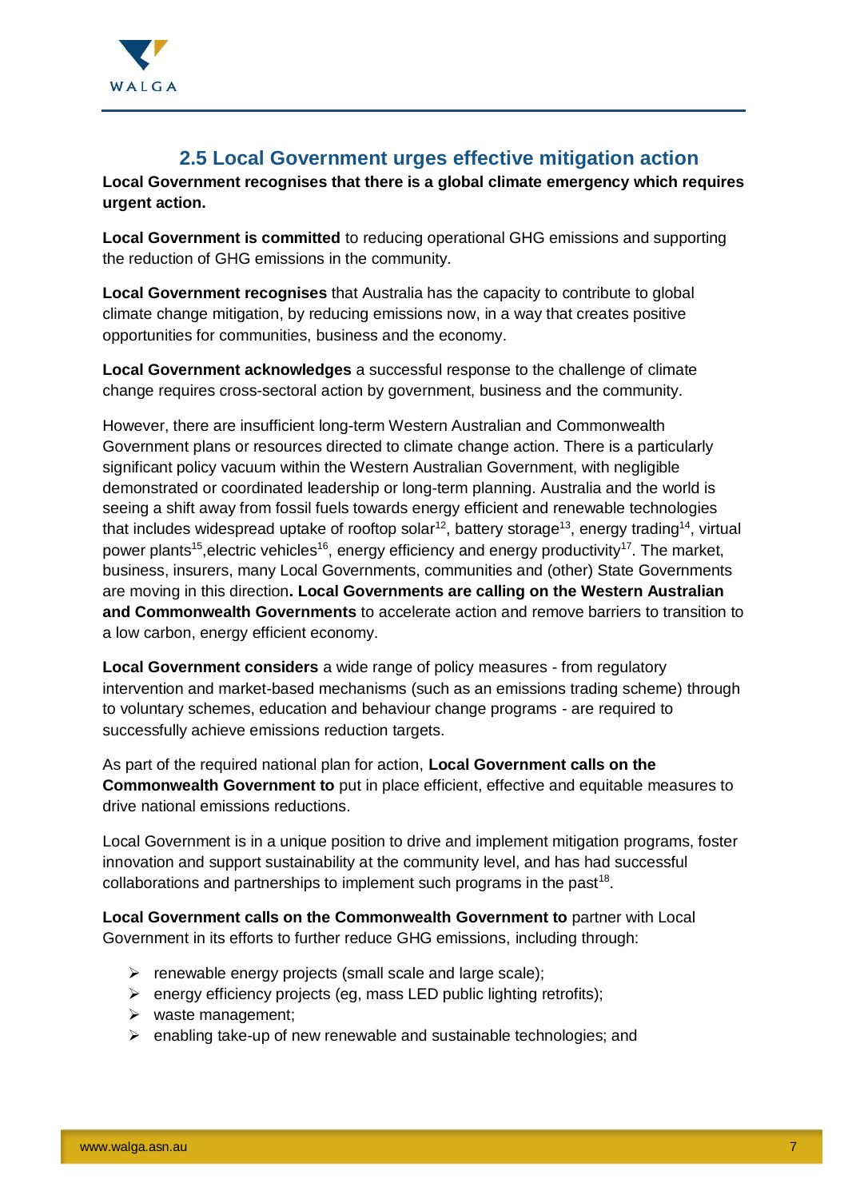## 2.5 Local Government urges effective mitigation action

**Local Government recognises that there is a global climate emergency which requires urgent action.**

**Local Government is committed** to reducing operational GHG emissions and supporting the reduction of GHG emissions in the community.

**Local Government recognises** that Australia has the capacity to contribute to global climate change mitigation, by reducing emissions now, in a way that creates positive opportunities for communities, business and the economy.

**Local Government acknowledges** a successful response to the challenge of climate change requires cross-sectoral action by government, business and the community.

However, there are insufficient long-term Western Australian and Commonwealth Government plans or resources directed to climate change action. There is a particularly significant policy vacuum within the Western Australian Government, with negligible demonstrated or coordinated leadership or long-term planning. Australia and the world is seeing a shift away from fossil fuels towards energy efficient and renewable technologies that includes widespread uptake of rooftop solar[12], battery storage[13], energy trading[14], virtual power plants[15],electric vehicles[16], energy efficiency and energy productivity[17]. The market, business, insurers, many Local Governments, communities and (other) State Governments are moving in this direction**. Local Governments are calling on the Western Australian and Commonwealth Governments** to accelerate action and remove barriers to transition to a low carbon, energy efficient economy.

**Local Government considers** a wide range of policy measures - from regulatory intervention and market-based mechanisms (such as an emissions trading scheme) through to voluntary schemes, education and behaviour change programs - are required to successfully achieve emissions reduction targets.

As part of the required national plan for action, **Local Government calls on the Commonwealth Government to** put in place efficient, effective and equitable measures to drive national emissions reductions.

Local Government is in a unique position to drive and implement mitigation programs, foster innovation and support sustainability at the community level, and has had successful collaborations and partnerships to implement such programs in the past[18].

**Local Government calls on the Commonwealth Government to** partner with Local Government in its efforts to further reduce GHG emissions, including through:

- renewable energy projects (small scale and large scale);
- energy efficiency projects (eg, mass LED public lighting retrofits);
- waste management;
- enabling take-up of new renewable and sustainable technologies; and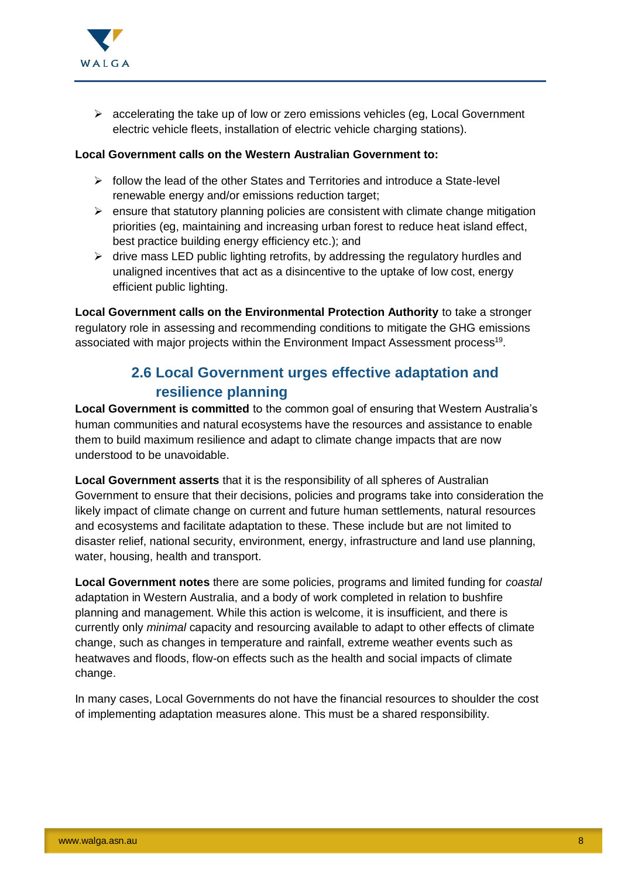- accelerating the take up of low or zero emissions vehicles (eg, Local Government electric vehicle fleets, installation of electric vehicle charging stations).

**Local Government calls on the Western Australian Government to:**

- follow the lead of the other States and Territories and introduce a State-level renewable energy and/or emissions reduction target;
- ensure that statutory planning policies are consistent with climate change mitigation priorities (eg, maintaining and increasing urban forest to reduce heat island effect, best practice building energy efficiency etc.); and
- drive mass LED public lighting retrofits, by addressing the regulatory hurdles and unaligned incentives that act as a disincentive to the uptake of low cost, energy efficient public lighting.

**Local Government calls on the Environmental Protection Authority** to take a stronger regulatory role in assessing and recommending conditions to mitigate the GHG emissions associated with major projects within the Environment Impact Assessment process[19].

## 2.6 Local Government urges effective adaptation and resilience planning

**Local Government is committed** to the common goal of ensuring that Western Australia's human communities and natural ecosystems have the resources and assistance to enable them to build maximum resilience and adapt to climate change impacts that are now understood to be unavoidable.

**Local Government asserts** that it is the responsibility of all spheres of Australian Government to ensure that their decisions, policies and programs take into consideration the likely impact of climate change on current and future human settlements, natural resources and ecosystems and facilitate adaptation to these. These include but are not limited to disaster relief, national security, environment, energy, infrastructure and land use planning, water, housing, health and transport.

**Local Government notes** there are some policies, programs and limited funding for *coastal* adaptation in Western Australia, and a body of work completed in relation to bushfire planning and management. While this action is welcome, it is insufficient, and there is currently only *minimal* capacity and resourcing available to adapt to other effects of climate change, such as changes in temperature and rainfall, extreme weather events such as heatwaves and floods, flow-on effects such as the health and social impacts of climate change.

In many cases, Local Governments do not have the financial resources to shoulder the cost of implementing adaptation measures alone. This must be a shared responsibility.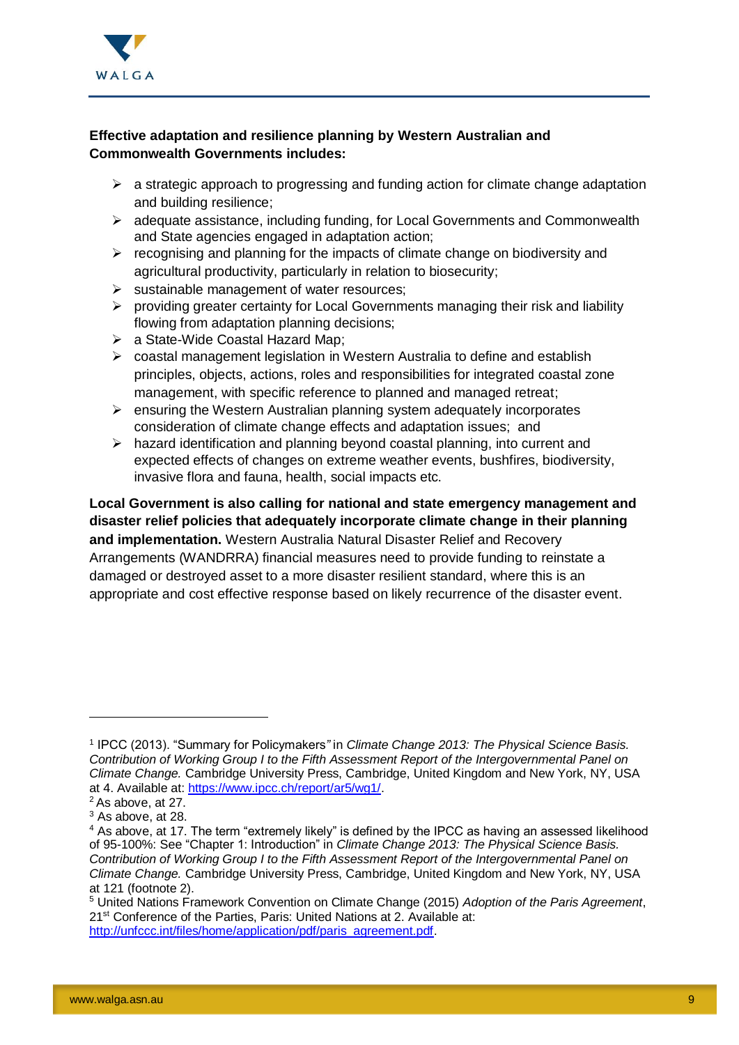**Effective adaptation and resilience planning by Western Australian and Commonwealth Governments includes:**

- a strategic approach to progressing and funding action for climate change adaptation and building resilience;
- adequate assistance, including funding, for Local Governments and Commonwealth and State agencies engaged in adaptation action;
- recognising and planning for the impacts of climate change on biodiversity and agricultural productivity, particularly in relation to biosecurity;
- sustainable management of water resources;
- providing greater certainty for Local Governments managing their risk and liability flowing from adaptation planning decisions;
- a State-Wide Coastal Hazard Map;
- coastal management legislation in Western Australia to define and establish principles, objects, actions, roles and responsibilities for integrated coastal zone management, with specific reference to planned and managed retreat;
- ensuring the Western Australian planning system adequately incorporates consideration of climate change effects and adaptation issues; and
- hazard identification and planning beyond coastal planning, into current and expected effects of changes on extreme weather events, bushfires, biodiversity, invasive flora and fauna, health, social impacts etc.

**Local Government is also calling for national and state emergency management and disaster relief policies that adequately incorporate climate change in their planning and implementation.** Western Australia Natural Disaster Relief and Recovery Arrangements (WANDRRA) financial measures need to provide funding to reinstate a damaged or destroyed asset to a more disaster resilient standard, where this is an appropriate and cost effective response based on likely recurrence of the disaster event.

---

[1] IPCC (2013). "Summary for Policymakers" in *Climate Change 2013: The Physical Science Basis. Contribution of Working Group I to the Fifth Assessment Report of the Intergovernmental Panel on Climate Change.* Cambridge University Press, Cambridge, United Kingdom and New York, NY, USA at 4. Available at: https://www.ipcc.ch/report/ar5/wg1/.

[2] As above, at 27.

[3] As above, at 28.

[4] As above, at 17. The term "extremely likely" is defined by the IPCC as having an assessed likelihood of 95-100%: See "Chapter 1: Introduction" in *Climate Change 2013: The Physical Science Basis. Contribution of Working Group I to the Fifth Assessment Report of the Intergovernmental Panel on Climate Change.* Cambridge University Press, Cambridge, United Kingdom and New York, NY, USA at 121 (footnote 2).

[5] United Nations Framework Convention on Climate Change (2015) *Adoption of the Paris Agreement*, 21st Conference of the Parties, Paris: United Nations at 2. Available at: http://unfccc.int/files/home/application/pdf/paris_agreement.pdf.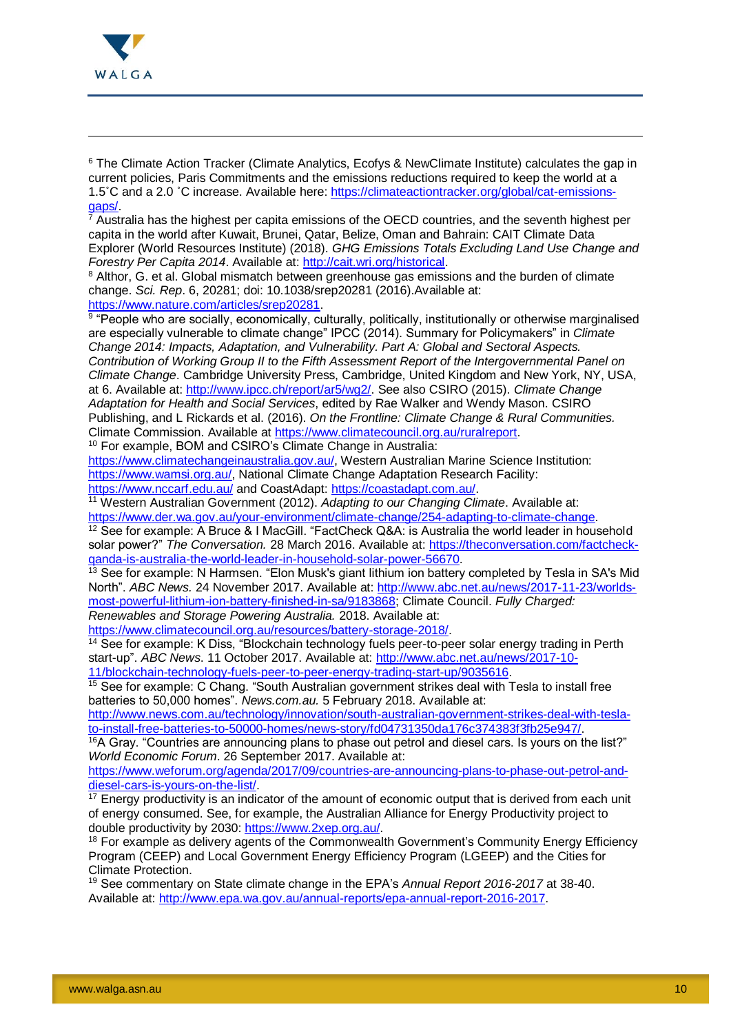[6] The Climate Action Tracker (Climate Analytics, Ecofys & NewClimate Institute) calculates the gap in current policies, Paris Commitments and the emissions reductions required to keep the world at a 1.5˚C and a 2.0 ˚C increase. Available here: https://climateactiontracker.org/global/cat-emissions-gaps/.

[7] Australia has the highest per capita emissions of the OECD countries, and the seventh highest per capita in the world after Kuwait, Brunei, Qatar, Belize, Oman and Bahrain: CAIT Climate Data Explorer (World Resources Institute) (2018). *GHG Emissions Totals Excluding Land Use Change and Forestry Per Capita 2014*. Available at: http://cait.wri.org/historical.

[8] Althor, G. et al. Global mismatch between greenhouse gas emissions and the burden of climate change. *Sci. Rep*. 6, 20281; doi: 10.1038/srep20281 (2016).Available at: https://www.nature.com/articles/srep20281.

[9] "People who are socially, economically, culturally, politically, institutionally or otherwise marginalised are especially vulnerable to climate change" IPCC (2014). Summary for Policymakers" in *Climate Change 2014: Impacts, Adaptation, and Vulnerability. Part A: Global and Sectoral Aspects. Contribution of Working Group II to the Fifth Assessment Report of the Intergovernmental Panel on Climate Change*. Cambridge University Press, Cambridge, United Kingdom and New York, NY, USA, at 6. Available at: http://www.ipcc.ch/report/ar5/wg2/. See also CSIRO (2015). *Climate Change Adaptation for Health and Social Services*, edited by Rae Walker and Wendy Mason. CSIRO Publishing, and L Rickards et al. (2016). *On the Frontline: Climate Change & Rural Communities.* Climate Commission. Available at https://www.climatecouncil.org.au/ruralreport.

[10] For example, BOM and CSIRO's Climate Change in Australia: https://www.climatechangeinaustralia.gov.au/, Western Australian Marine Science Institution: https://www.wamsi.org.au/, National Climate Change Adaptation Research Facility: https://www.nccarf.edu.au/ and CoastAdapt: https://coastadapt.com.au/.

[11] Western Australian Government (2012). *Adapting to our Changing Climate*. Available at: https://www.der.wa.gov.au/your-environment/climate-change/254-adapting-to-climate-change.

[12] See for example: A Bruce & I MacGill. "FactCheck Q&A: is Australia the world leader in household solar power?" *The Conversation.* 28 March 2016. Available at: https://theconversation.com/factcheck-qanda-is-australia-the-world-leader-in-household-solar-power-56670.

[13] See for example: N Harmsen. "Elon Musk's giant lithium ion battery completed by Tesla in SA's Mid North". *ABC News.* 24 November 2017. Available at: http://www.abc.net.au/news/2017-11-23/worlds-most-powerful-lithium-ion-battery-finished-in-sa/9183868; Climate Council. *Fully Charged: Renewables and Storage Powering Australia.* 2018. Available at: https://www.climatecouncil.org.au/resources/battery-storage-2018/.

[14] See for example: K Diss, "Blockchain technology fuels peer-to-peer solar energy trading in Perth start-up". *ABC News.* 11 October 2017. Available at: http://www.abc.net.au/news/2017-10-11/blockchain-technology-fuels-peer-to-peer-energy-trading-start-up/9035616.

[15] See for example: C Chang. "South Australian government strikes deal with Tesla to install free batteries to 50,000 homes". *News.com.au.* 5 February 2018. Available at: http://www.news.com.au/technology/innovation/south-australian-government-strikes-deal-with-tesla-to-install-free-batteries-to-50000-homes/news-story/fd04731350da176c374383f3fb25e947/.

[16] A Gray. "Countries are announcing plans to phase out petrol and diesel cars. Is yours on the list?" *World Economic Forum*. 26 September 2017. Available at: https://www.weforum.org/agenda/2017/09/countries-are-announcing-plans-to-phase-out-petrol-and-diesel-cars-is-yours-on-the-list/.

[17] Energy productivity is an indicator of the amount of economic output that is derived from each unit of energy consumed. See, for example, the Australian Alliance for Energy Productivity project to double productivity by 2030: https://www.2xep.org.au/.

[18] For example as delivery agents of the Commonwealth Government's Community Energy Efficiency Program (CEEP) and Local Government Energy Efficiency Program (LGEEP) and the Cities for Climate Protection.

[19] See commentary on State climate change in the EPA's *Annual Report 2016-2017* at 38-40. Available at: http://www.epa.wa.gov.au/annual-reports/epa-annual-report-2016-2017.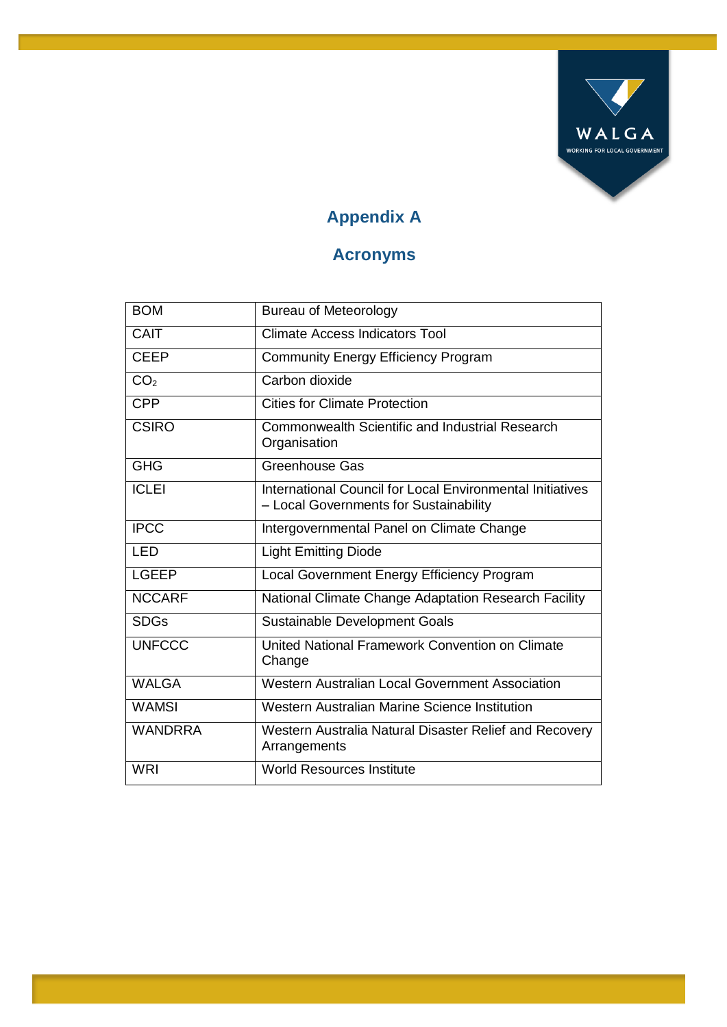# Appendix A

## Acronyms

| | |
|---|---|
| BOM | Bureau of Meteorology |
| CAIT | Climate Access Indicators Tool |
| CEEP | Community Energy Efficiency Program |
| $CO_2$ | Carbon dioxide |
| CPP | Cities for Climate Protection |
| CSIRO | Commonwealth Scientific and Industrial Research Organisation |
| GHG | Greenhouse Gas |
| ICLEI | International Council for Local Environmental Initiatives – Local Governments for Sustainability |
| IPCC | Intergovernmental Panel on Climate Change |
| LED | Light Emitting Diode |
| LGEEP | Local Government Energy Efficiency Program |
| NCCARF | National Climate Change Adaptation Research Facility |
| SDGs | Sustainable Development Goals |
| UNFCCC | United National Framework Convention on Climate Change |
| WALGA | Western Australian Local Government Association |
| WAMSI | Western Australian Marine Science Institution |
| WANDRRA | Western Australia Natural Disaster Relief and Recovery Arrangements |
| WRI | World Resources Institute |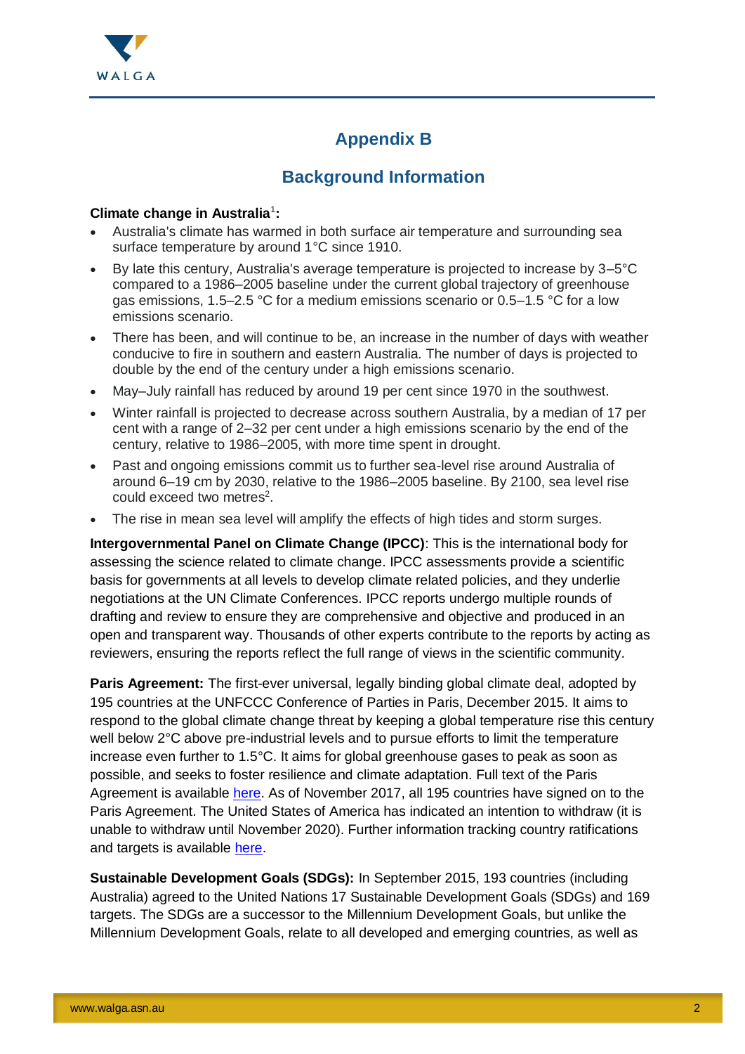# Appendix B

## Background Information

**Climate change in Australia**[1]**:**

- Australia's climate has warmed in both surface air temperature and surrounding sea surface temperature by around 1°C since 1910.
- By late this century, Australia's average temperature is projected to increase by 3–5°C compared to a 1986–2005 baseline under the current global trajectory of greenhouse gas emissions, 1.5–2.5 °C for a medium emissions scenario or 0.5–1.5 °C for a low emissions scenario.
- There has been, and will continue to be, an increase in the number of days with weather conducive to fire in southern and eastern Australia. The number of days is projected to double by the end of the century under a high emissions scenario.
- May–July rainfall has reduced by around 19 per cent since 1970 in the southwest.
- Winter rainfall is projected to decrease across southern Australia, by a median of 17 per cent with a range of 2–32 per cent under a high emissions scenario by the end of the century, relative to 1986–2005, with more time spent in drought.
- Past and ongoing emissions commit us to further sea-level rise around Australia of around 6–19 cm by 2030, relative to the 1986–2005 baseline. By 2100, sea level rise could exceed two metres[2].
- The rise in mean sea level will amplify the effects of high tides and storm surges.

**Intergovernmental Panel on Climate Change (IPCC)**: This is the international body for assessing the science related to climate change. IPCC assessments provide a scientific basis for governments at all levels to develop climate related policies, and they underlie negotiations at the UN Climate Conferences. IPCC reports undergo multiple rounds of drafting and review to ensure they are comprehensive and objective and produced in an open and transparent way. Thousands of other experts contribute to the reports by acting as reviewers, ensuring the reports reflect the full range of views in the scientific community.

**Paris Agreement:** The first-ever universal, legally binding global climate deal, adopted by 195 countries at the UNFCCC Conference of Parties in Paris, December 2015. It aims to respond to the global climate change threat by keeping a global temperature rise this century well below 2°C above pre-industrial levels and to pursue efforts to limit the temperature increase even further to 1.5°C. It aims for global greenhouse gases to peak as soon as possible, and seeks to foster resilience and climate adaptation. Full text of the Paris Agreement is available here. As of November 2017, all 195 countries have signed on to the Paris Agreement. The United States of America has indicated an intention to withdraw (it is unable to withdraw until November 2020). Further information tracking country ratifications and targets is available here.

**Sustainable Development Goals (SDGs):** In September 2015, 193 countries (including Australia) agreed to the United Nations 17 Sustainable Development Goals (SDGs) and 169 targets. The SDGs are a successor to the Millennium Development Goals, but unlike the Millennium Development Goals, relate to all developed and emerging countries, as well as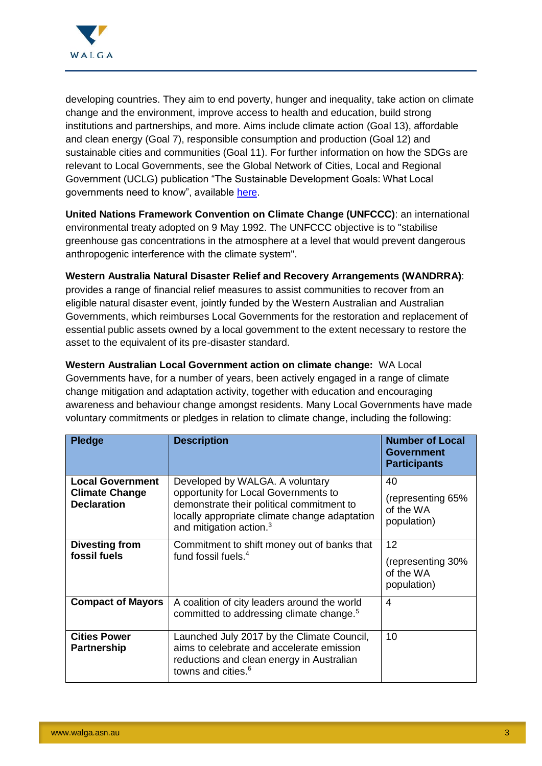developing countries. They aim to end poverty, hunger and inequality, take action on climate change and the environment, improve access to health and education, build strong institutions and partnerships, and more. Aims include climate action (Goal 13), affordable and clean energy (Goal 7), responsible consumption and production (Goal 12) and sustainable cities and communities (Goal 11). For further information on how the SDGs are relevant to Local Governments, see the Global Network of Cities, Local and Regional Government (UCLG) publication "The Sustainable Development Goals: What Local governments need to know", available here.

**United Nations Framework Convention on Climate Change (UNFCCC)**: an international environmental treaty adopted on 9 May 1992. The UNFCCC objective is to "stabilise greenhouse gas concentrations in the atmosphere at a level that would prevent dangerous anthropogenic interference with the climate system".

**Western Australia Natural Disaster Relief and Recovery Arrangements (WANDRRA)**: provides a range of financial relief measures to assist communities to recover from an eligible natural disaster event, jointly funded by the Western Australian and Australian Governments, which reimburses Local Governments for the restoration and replacement of essential public assets owned by a local government to the extent necessary to restore the asset to the equivalent of its pre-disaster standard.

**Western Australian Local Government action on climate change:** WA Local Governments have, for a number of years, been actively engaged in a range of climate change mitigation and adaptation activity, together with education and encouraging awareness and behaviour change amongst residents. Many Local Governments have made voluntary commitments or pledges in relation to climate change, including the following:

| Pledge | Description | Number of Local Government Participants |
|---|---|---|
| **Local Government Climate Change Declaration** | Developed by WALGA. A voluntary opportunity for Local Governments to demonstrate their political commitment to locally appropriate climate change adaptation and mitigation action.[3] | 40 (representing 65% of the WA population) |
| **Divesting from fossil fuels** | Commitment to shift money out of banks that fund fossil fuels.[4] | 12 (representing 30% of the WA population) |
| **Compact of Mayors** | A coalition of city leaders around the world committed to addressing climate change.[5] | 4 |
| **Cities Power Partnership** | Launched July 2017 by the Climate Council, aims to celebrate and accelerate emission reductions and clean energy in Australian towns and cities.[6] | 10 |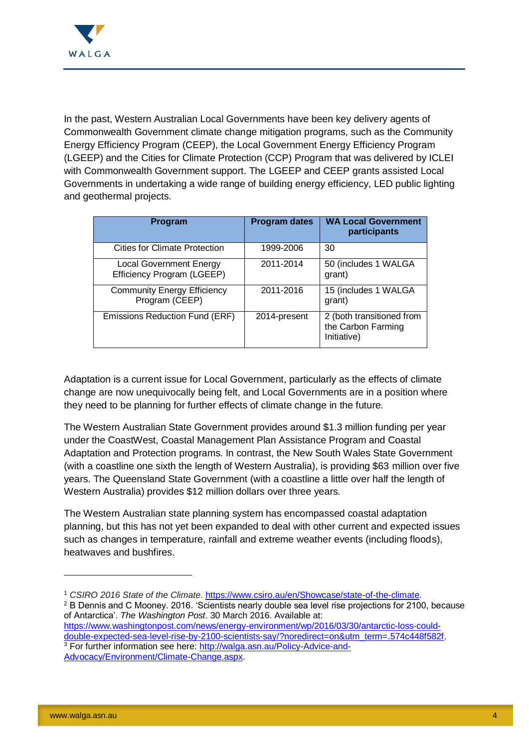In the past, Western Australian Local Governments have been key delivery agents of Commonwealth Government climate change mitigation programs, such as the Community Energy Efficiency Program (CEEP), the Local Government Energy Efficiency Program (LGEEP) and the Cities for Climate Protection (CCP) Program that was delivered by ICLEI with Commonwealth Government support. The LGEEP and CEEP grants assisted Local Governments in undertaking a wide range of building energy efficiency, LED public lighting and geothermal projects.

| Program | Program dates | WA Local Government participants |
|---|---|---|
| Cities for Climate Protection | 1999-2006 | 30 |
| Local Government Energy Efficiency Program (LGEEP) | 2011-2014 | 50 (includes 1 WALGA grant) |
| Community Energy Efficiency Program (CEEP) | 2011-2016 | 15 (includes 1 WALGA grant) |
| Emissions Reduction Fund (ERF) | 2014-present | 2 (both transitioned from the Carbon Farming Initiative) |

Adaptation is a current issue for Local Government, particularly as the effects of climate change are now unequivocally being felt, and Local Governments are in a position where they need to be planning for further effects of climate change in the future.

The Western Australian State Government provides around $1.3 million funding per year under the CoastWest, Coastal Management Plan Assistance Program and Coastal Adaptation and Protection programs. In contrast, the New South Wales State Government (with a coastline one sixth the length of Western Australia), is providing $63 million over five years. The Queensland State Government (with a coastline a little over half the length of Western Australia) provides $12 million dollars over three years.

The Western Australian state planning system has encompassed coastal adaptation planning, but this has not yet been expanded to deal with other current and expected issues such as changes in temperature, rainfall and extreme weather events (including floods), heatwaves and bushfires.

---

[1] *CSIRO 2016 State of the Climate.* https://www.csiro.au/en/Showcase/state-of-the-climate.

[2] B Dennis and C Mooney. 2016. 'Scientists nearly double sea level rise projections for 2100, because of Antarctica'. *The Washington Post*. 30 March 2016. Available at: https://www.washingtonpost.com/news/energy-environment/wp/2016/03/30/antarctic-loss-could-double-expected-sea-level-rise-by-2100-scientists-say/?noredirect=on&utm_term=.574c448f582f.

[3] For further information see here: http://walga.asn.au/Policy-Advice-and-Advocacy/Environment/Climate-Change.aspx.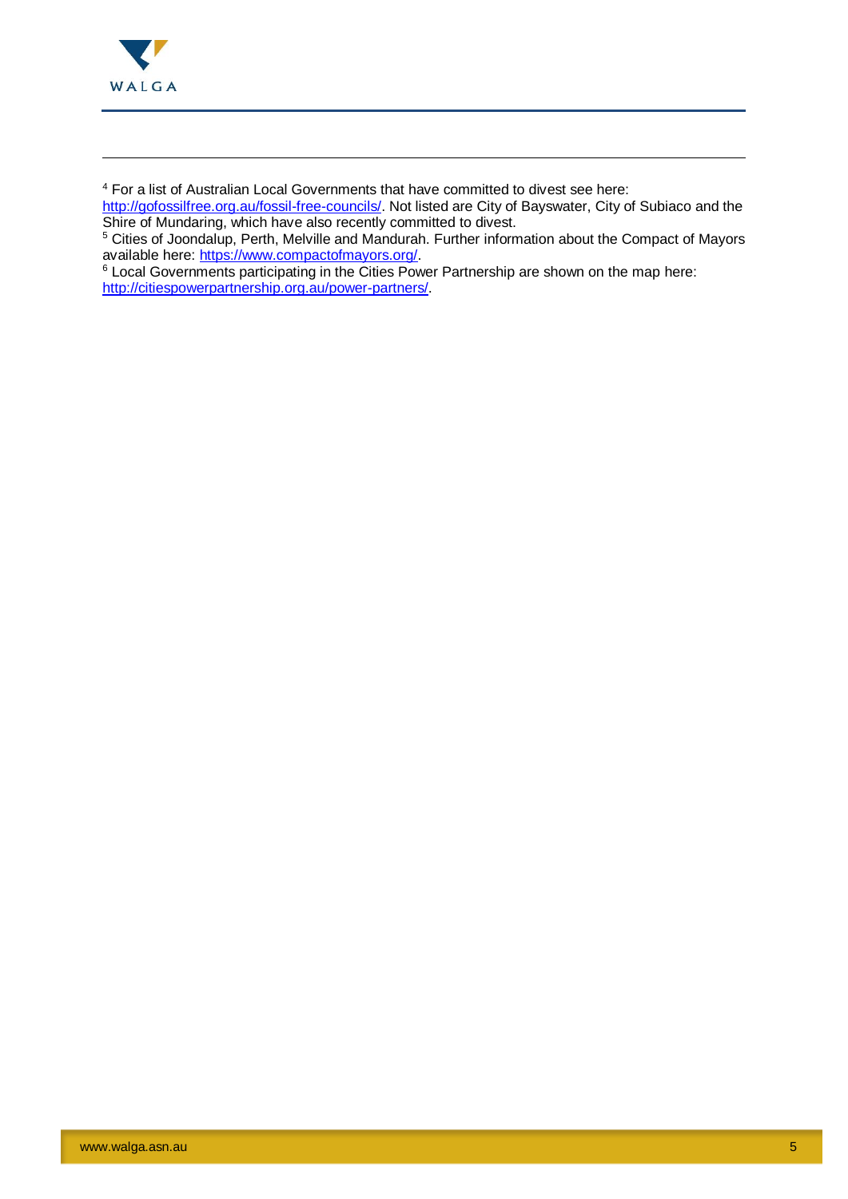[4] For a list of Australian Local Governments that have committed to divest see here: http://gofossilfree.org.au/fossil-free-councils/. Not listed are City of Bayswater, City of Subiaco and the Shire of Mundaring, which have also recently committed to divest.

[5] Cities of Joondalup, Perth, Melville and Mandurah. Further information about the Compact of Mayors available here: https://www.compactofmayors.org/.

[6] Local Governments participating in the Cities Power Partnership are shown on the map here: http://citiespowerpartnership.org.au/power-partners/.